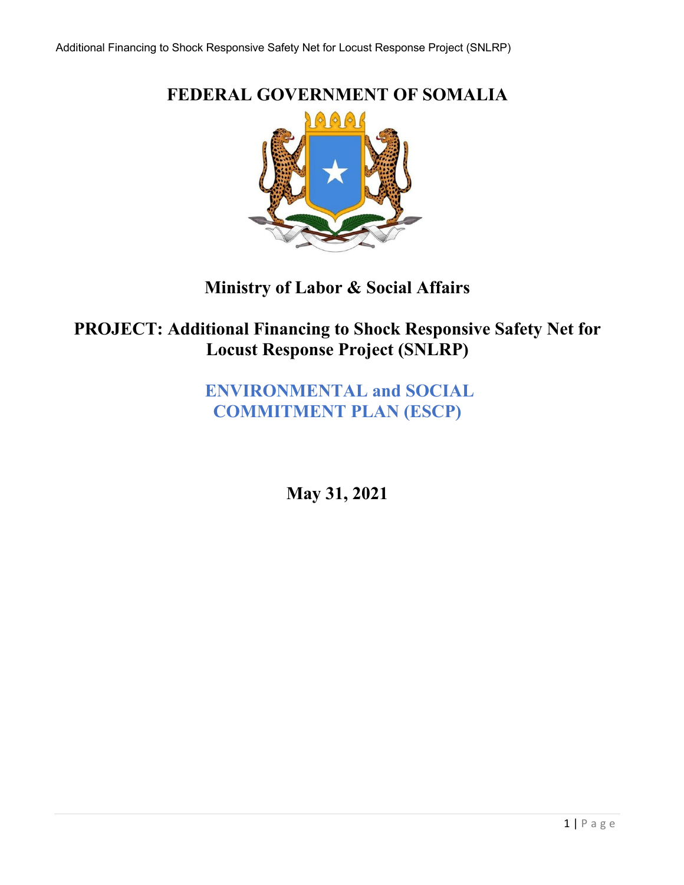# FEDERAL GOVERNMENT OF SOMALIA

## Ministry of Labor & Social Affairs

## PROJECT: Additional Financing to Shock Responsive Safety Net for Locust Response Project (SNLRP)

## ENVIRONMENTAL and SOCIAL COMMITMENT PLAN (ESCP)

**May 31, 2021**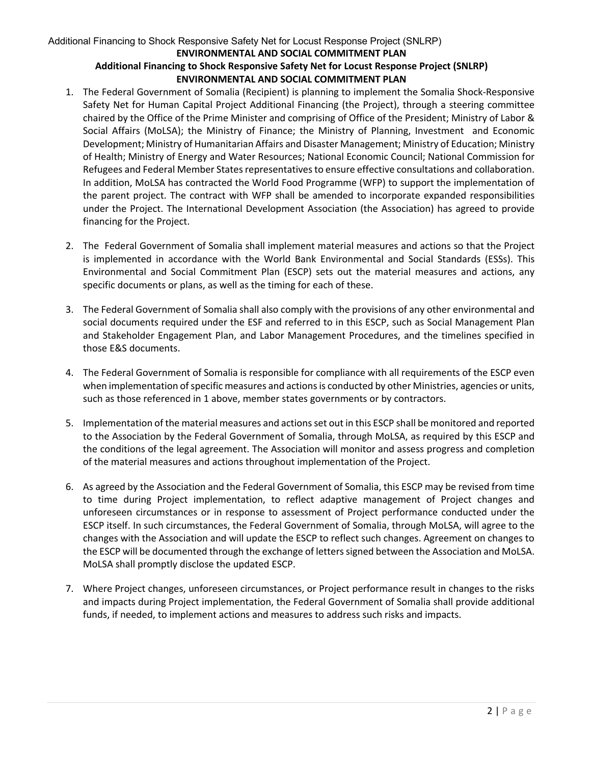**ENVIRONMENTAL AND SOCIAL COMMITMENT PLAN**

**Additional Financing to Shock Responsive Safety Net for Locust Response Project (SNLRP)**

**ENVIRONMENTAL AND SOCIAL COMMITMENT PLAN**

1. The Federal Government of Somalia (Recipient) is planning to implement the Somalia Shock-Responsive Safety Net for Human Capital Project Additional Financing (the Project), through a steering committee chaired by the Office of the Prime Minister and comprising of Office of the President; Ministry of Labor & Social Affairs (MoLSA); the Ministry of Finance; the Ministry of Planning, Investment and Economic Development; Ministry of Humanitarian Affairs and Disaster Management; Ministry of Education; Ministry of Health; Ministry of Energy and Water Resources; National Economic Council; National Commission for Refugees and Federal Member States representatives to ensure effective consultations and collaboration. In addition, MoLSA has contracted the World Food Programme (WFP) to support the implementation of the parent project. The contract with WFP shall be amended to incorporate expanded responsibilities under the Project. The International Development Association (the Association) has agreed to provide financing for the Project.

2. The Federal Government of Somalia shall implement material measures and actions so that the Project is implemented in accordance with the World Bank Environmental and Social Standards (ESSs). This Environmental and Social Commitment Plan (ESCP) sets out the material measures and actions, any specific documents or plans, as well as the timing for each of these.

3. The Federal Government of Somalia shall also comply with the provisions of any other environmental and social documents required under the ESF and referred to in this ESCP, such as Social Management Plan and Stakeholder Engagement Plan, and Labor Management Procedures, and the timelines specified in those E&S documents.

4. The Federal Government of Somalia is responsible for compliance with all requirements of the ESCP even when implementation of specific measures and actions is conducted by other Ministries, agencies or units, such as those referenced in 1 above, member states governments or by contractors.

5. Implementation of the material measures and actions set out in this ESCP shall be monitored and reported to the Association by the Federal Government of Somalia, through MoLSA, as required by this ESCP and the conditions of the legal agreement. The Association will monitor and assess progress and completion of the material measures and actions throughout implementation of the Project.

6. As agreed by the Association and the Federal Government of Somalia, this ESCP may be revised from time to time during Project implementation, to reflect adaptive management of Project changes and unforeseen circumstances or in response to assessment of Project performance conducted under the ESCP itself. In such circumstances, the Federal Government of Somalia, through MoLSA, will agree to the changes with the Association and will update the ESCP to reflect such changes. Agreement on changes to the ESCP will be documented through the exchange of letters signed between the Association and MoLSA. MoLSA shall promptly disclose the updated ESCP.

7. Where Project changes, unforeseen circumstances, or Project performance result in changes to the risks and impacts during Project implementation, the Federal Government of Somalia shall provide additional funds, if needed, to implement actions and measures to address such risks and impacts.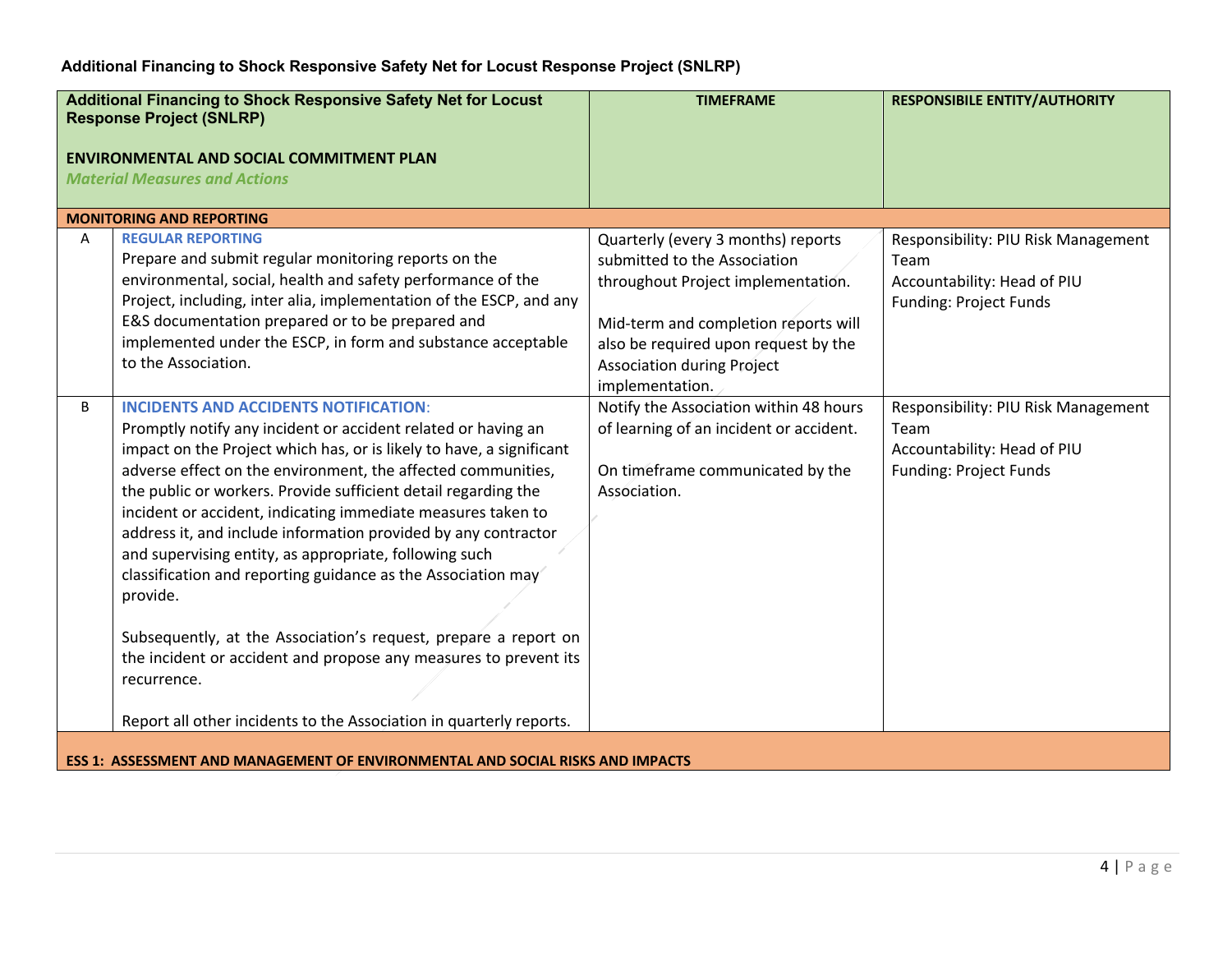**Additional Financing to Shock Responsive Safety Net for Locust Response Project (SNLRP)**

| | **Additional Financing to Shock Responsive Safety Net for Locust Response Project (SNLRP)**<br><br>**ENVIRONMENTAL AND SOCIAL COMMITMENT PLAN**<br>***Material Measures and Actions*** | **TIMEFRAME** | **RESPONSIBILE ENTITY/AUTHORITY** |
|---|---|---|---|
| **MONITORING AND REPORTING** | | | |
| A | **REGULAR REPORTING**<br>Prepare and submit regular monitoring reports on the environmental, social, health and safety performance of the Project, including, inter alia, implementation of the ESCP, and any E&S documentation prepared or to be prepared and implemented under the ESCP, in form and substance acceptable to the Association. | Quarterly (every 3 months) reports submitted to the Association throughout Project implementation.<br><br>Mid-term and completion reports will also be required upon request by the Association during Project implementation. | Responsibility: PIU Risk Management Team<br>Accountability: Head of PIU<br>Funding: Project Funds |
| B | **INCIDENTS AND ACCIDENTS NOTIFICATION**:<br>Promptly notify any incident or accident related or having an impact on the Project which has, or is likely to have, a significant adverse effect on the environment, the affected communities, the public or workers. Provide sufficient detail regarding the incident or accident, indicating immediate measures taken to address it, and include information provided by any contractor and supervising entity, as appropriate, following such classification and reporting guidance as the Association may provide.<br><br>Subsequently, at the Association's request, prepare a report on the incident or accident and propose any measures to prevent its recurrence.<br><br>Report all other incidents to the Association in quarterly reports. | Notify the Association within 48 hours of learning of an incident or accident.<br><br>On timeframe communicated by the Association. | Responsibility: PIU Risk Management Team<br>Accountability: Head of PIU<br>Funding: Project Funds |
| **ESS 1: ASSESSMENT AND MANAGEMENT OF ENVIRONMENTAL AND SOCIAL RISKS AND IMPACTS** | | | |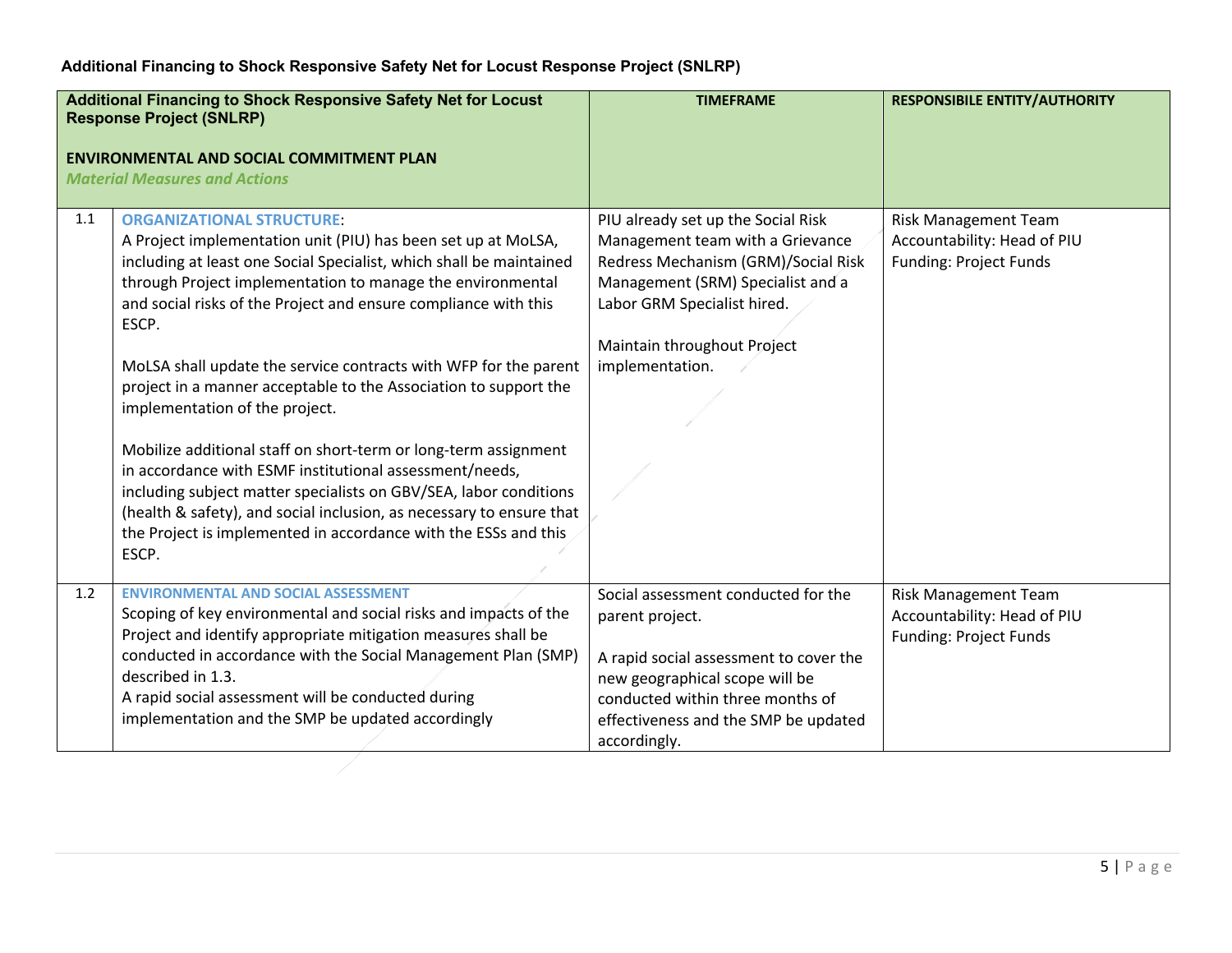**Additional Financing to Shock Responsive Safety Net for Locust Response Project (SNLRP)**

| | **Additional Financing to Shock Responsive Safety Net for Locust Response Project (SNLRP)**<br><br>**ENVIRONMENTAL AND SOCIAL COMMITMENT PLAN**<br>***Material Measures and Actions*** | **TIMEFRAME** | **RESPONSIBILE ENTITY/AUTHORITY** |
|---|---|---|---|
| 1.1 | **ORGANIZATIONAL STRUCTURE**:<br>A Project implementation unit (PIU) has been set up at MoLSA, including at least one Social Specialist, which shall be maintained through Project implementation to manage the environmental and social risks of the Project and ensure compliance with this ESCP.<br><br>MoLSA shall update the service contracts with WFP for the parent project in a manner acceptable to the Association to support the implementation of the project.<br><br>Mobilize additional staff on short-term or long-term assignment in accordance with ESMF institutional assessment/needs, including subject matter specialists on GBV/SEA, labor conditions (health & safety), and social inclusion, as necessary to ensure that the Project is implemented in accordance with the ESSs and this ESCP. | PIU already set up the Social Risk Management team with a Grievance Redress Mechanism (GRM)/Social Risk Management (SRM) Specialist and a Labor GRM Specialist hired.<br><br>Maintain throughout Project implementation. | Risk Management Team<br>Accountability: Head of PIU<br>Funding: Project Funds |
| 1.2 | **ENVIRONMENTAL AND SOCIAL ASSESSMENT**<br>Scoping of key environmental and social risks and impacts of the Project and identify appropriate mitigation measures shall be conducted in accordance with the Social Management Plan (SMP) described in 1.3.<br>A rapid social assessment will be conducted during implementation and the SMP be updated accordingly | Social assessment conducted for the parent project.<br><br>A rapid social assessment to cover the new geographical scope will be conducted within three months of effectiveness and the SMP be updated accordingly. | Risk Management Team<br>Accountability: Head of PIU<br>Funding: Project Funds |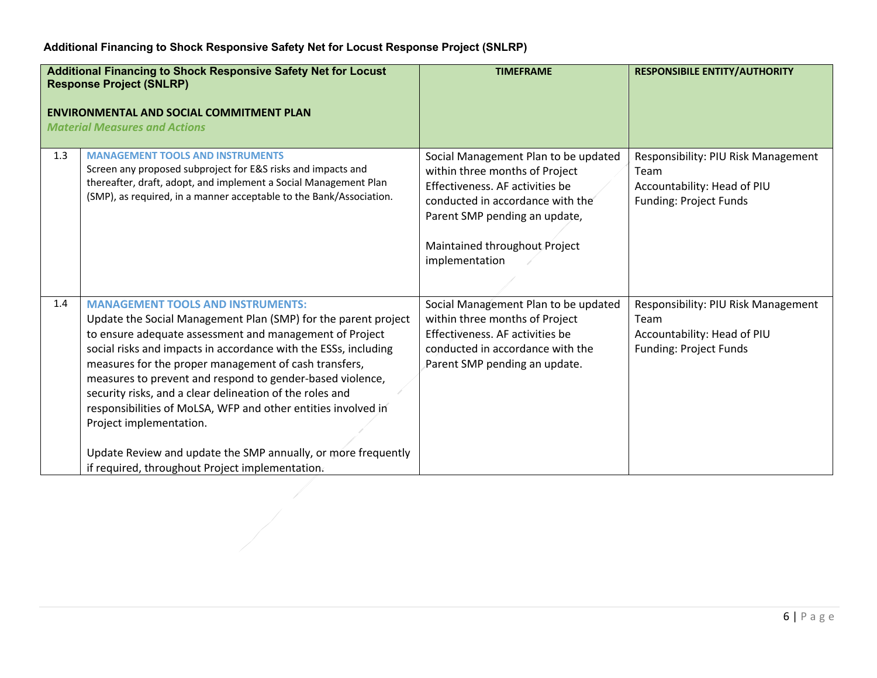**Additional Financing to Shock Responsive Safety Net for Locust Response Project (SNLRP)**

| **Additional Financing to Shock Responsive Safety Net for Locust Response Project (SNLRP)**<br><br>**ENVIRONMENTAL AND SOCIAL COMMITMENT PLAN**<br>***Material Measures and Actions*** | | **TIMEFRAME** | **RESPONSIBILE ENTITY/AUTHORITY** |
|---|---|---|---|
| 1.3 | **MANAGEMENT TOOLS AND INSTRUMENTS**<br>Screen any proposed subproject for E&S risks and impacts and thereafter, draft, adopt, and implement a Social Management Plan (SMP), as required, in a manner acceptable to the Bank/Association. | Social Management Plan to be updated within three months of Project Effectiveness. AF activities be conducted in accordance with the Parent SMP pending an update,<br><br>Maintained throughout Project implementation | Responsibility: PIU Risk Management Team<br>Accountability: Head of PIU<br>Funding: Project Funds |
| 1.4 | **MANAGEMENT TOOLS AND INSTRUMENTS:**<br>Update the Social Management Plan (SMP) for the parent project to ensure adequate assessment and management of Project social risks and impacts in accordance with the ESSs, including measures for the proper management of cash transfers, measures to prevent and respond to gender-based violence, security risks, and a clear delineation of the roles and responsibilities of MoLSA, WFP and other entities involved in Project implementation.<br><br>Update Review and update the SMP annually, or more frequently if required, throughout Project implementation. | Social Management Plan to be updated within three months of Project Effectiveness. AF activities be conducted in accordance with the Parent SMP pending an update. | Responsibility: PIU Risk Management Team<br>Accountability: Head of PIU<br>Funding: Project Funds |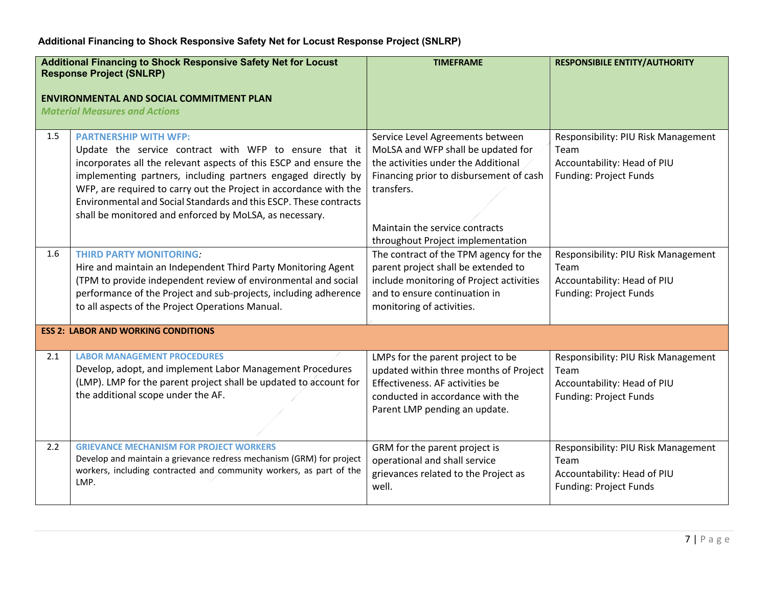**Additional Financing to Shock Responsive Safety Net for Locust Response Project (SNLRP)**

| **Additional Financing to Shock Responsive Safety Net for Locust Response Project (SNLRP)**<br><br>**ENVIRONMENTAL AND SOCIAL COMMITMENT PLAN**<br>***Material Measures and Actions*** | | **TIMEFRAME** | **RESPONSIBILE ENTITY/AUTHORITY** |
|---|---|---|---|
| 1.5 | **PARTNERSHIP WITH WFP:**<br>Update the service contract with WFP to ensure that it incorporates all the relevant aspects of this ESCP and ensure the implementing partners, including partners engaged directly by WFP, are required to carry out the Project in accordance with the Environmental and Social Standards and this ESCP. These contracts shall be monitored and enforced by MoLSA, as necessary. | Service Level Agreements between MoLSA and WFP shall be updated for the activities under the Additional Financing prior to disbursement of cash transfers.<br><br>Maintain the service contracts throughout Project implementation | Responsibility: PIU Risk Management Team<br>Accountability: Head of PIU<br>Funding: Project Funds |
| 1.6 | **THIRD PARTY MONITORING***:*<br>Hire and maintain an Independent Third Party Monitoring Agent (TPM to provide independent review of environmental and social performance of the Project and sub-projects, including adherence to all aspects of the Project Operations Manual. | The contract of the TPM agency for the parent project shall be extended to include monitoring of Project activities and to ensure continuation in monitoring of activities. | Responsibility: PIU Risk Management Team<br>Accountability: Head of PIU<br>Funding: Project Funds |
| **ESS 2: LABOR AND WORKING CONDITIONS** | | | |
| 2.1 | **LABOR MANAGEMENT PROCEDURES**<br>Develop, adopt, and implement Labor Management Procedures (LMP). LMP for the parent project shall be updated to account for the additional scope under the AF. | LMPs for the parent project to be updated within three months of Project Effectiveness. AF activities be conducted in accordance with the Parent LMP pending an update. | Responsibility: PIU Risk Management Team<br>Accountability: Head of PIU<br>Funding: Project Funds |
| 2.2 | **GRIEVANCE MECHANISM FOR PROJECT WORKERS**<br>Develop and maintain a grievance redress mechanism (GRM) for project workers, including contracted and community workers, as part of the LMP. | GRM for the parent project is operational and shall service grievances related to the Project as well. | Responsibility: PIU Risk Management Team<br>Accountability: Head of PIU<br>Funding: Project Funds |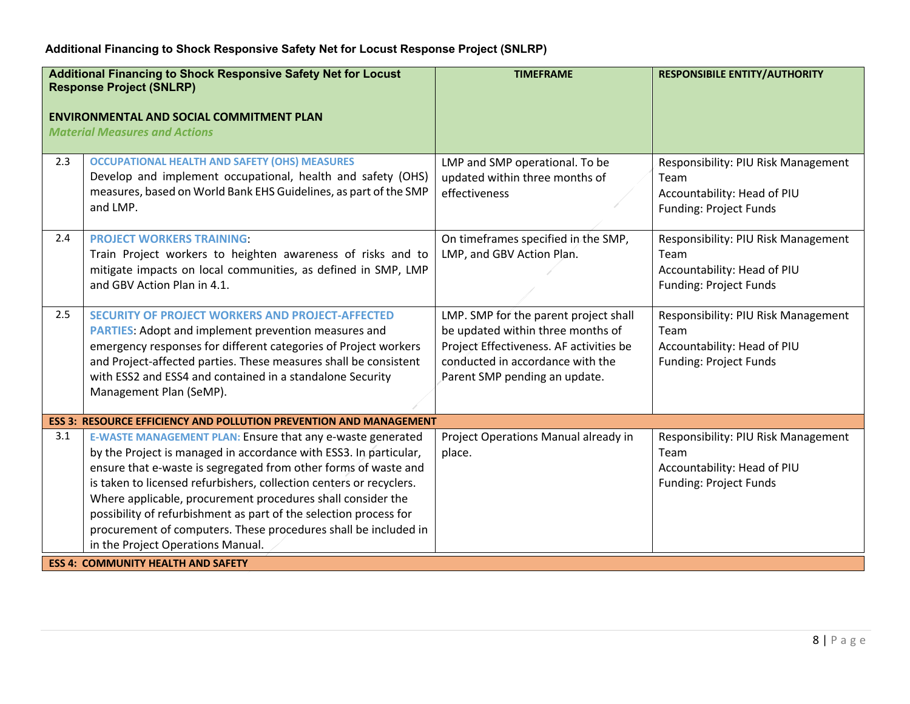**Additional Financing to Shock Responsive Safety Net for Locust Response Project (SNLRP)**

| **Additional Financing to Shock Responsive Safety Net for Locust Response Project (SNLRP)**<br><br>**ENVIRONMENTAL AND SOCIAL COMMITMENT PLAN**<br>***Material Measures and Actions*** | | **TIMEFRAME** | **RESPONSIBILE ENTITY/AUTHORITY** |
|---|---|---|---|
| 2.3 | **OCCUPATIONAL HEALTH AND SAFETY (OHS) MEASURES**<br>Develop and implement occupational, health and safety (OHS) measures, based on World Bank EHS Guidelines, as part of the SMP and LMP. | LMP and SMP operational. To be updated within three months of effectiveness | Responsibility: PIU Risk Management Team<br>Accountability: Head of PIU<br>Funding: Project Funds |
| 2.4 | **PROJECT WORKERS TRAINING**:<br>Train Project workers to heighten awareness of risks and to mitigate impacts on local communities, as defined in SMP, LMP and GBV Action Plan in 4.1. | On timeframes specified in the SMP, LMP, and GBV Action Plan. | Responsibility: PIU Risk Management Team<br>Accountability: Head of PIU<br>Funding: Project Funds |
| 2.5 | **SECURITY OF PROJECT WORKERS AND PROJECT-AFFECTED PARTIES**: Adopt and implement prevention measures and emergency responses for different categories of Project workers and Project-affected parties. These measures shall be consistent with ESS2 and ESS4 and contained in a standalone Security Management Plan (SeMP). | LMP. SMP for the parent project shall be updated within three months of Project Effectiveness. AF activities be conducted in accordance with the Parent SMP pending an update. | Responsibility: PIU Risk Management Team<br>Accountability: Head of PIU<br>Funding: Project Funds |
| **ESS 3: RESOURCE EFFICIENCY AND POLLUTION PREVENTION AND MANAGEMENT** | | | |
| 3.1 | **E-WASTE MANAGEMENT PLAN:** Ensure that any e-waste generated by the Project is managed in accordance with ESS3. In particular, ensure that e-waste is segregated from other forms of waste and is taken to licensed refurbishers, collection centers or recyclers. Where applicable, procurement procedures shall consider the possibility of refurbishment as part of the selection process for procurement of computers. These procedures shall be included in in the Project Operations Manual. | Project Operations Manual already in place. | Responsibility: PIU Risk Management Team<br>Accountability: Head of PIU<br>Funding: Project Funds |
| **ESS 4: COMMUNITY HEALTH AND SAFETY** | | | |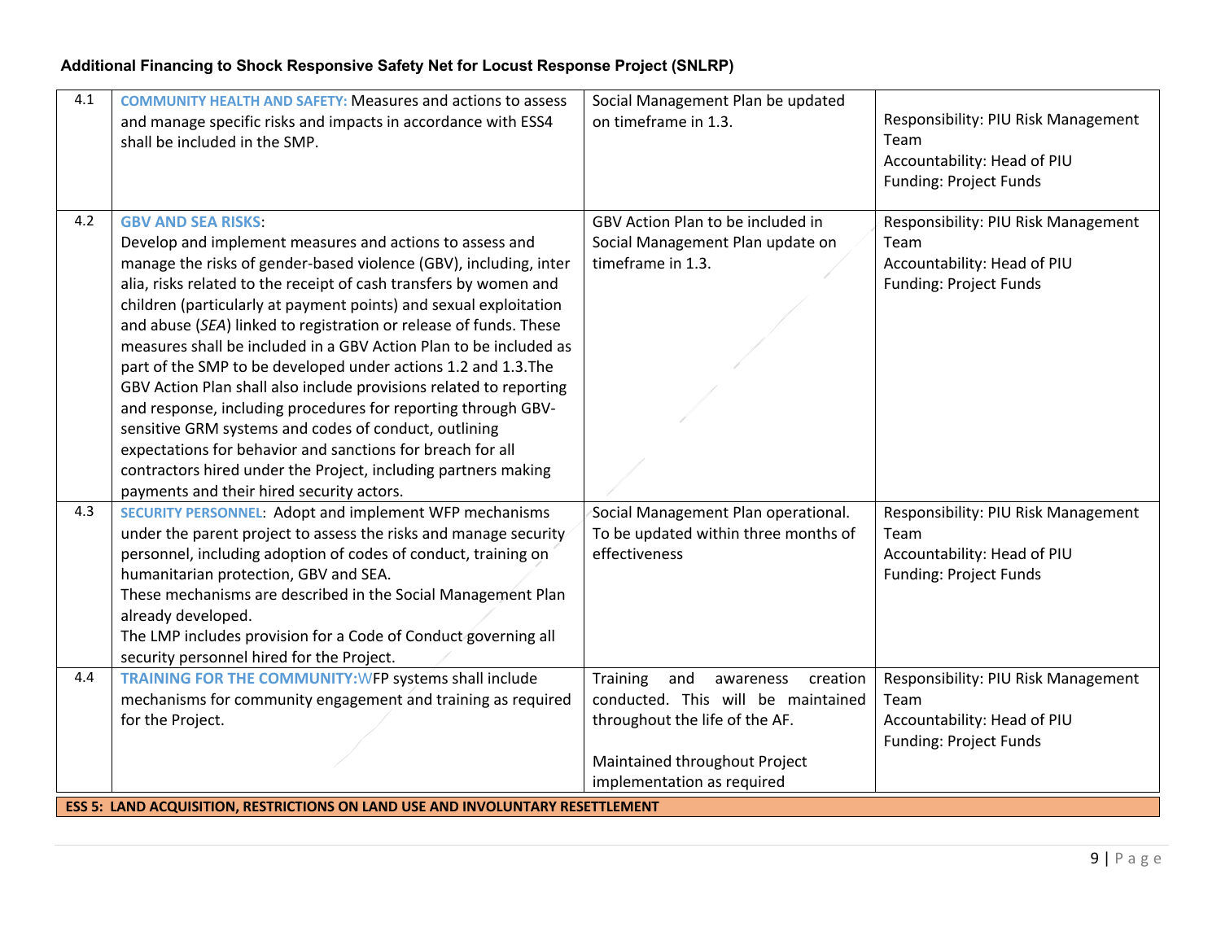| | | | |
|---|---|---|---|
| 4.1 | **COMMUNITY HEALTH AND SAFETY:** Measures and actions to assess and manage specific risks and impacts in accordance with ESS4 shall be included in the SMP. | Social Management Plan be updated on timeframe in 1.3. | Responsibility: PIU Risk Management Team<br>Accountability: Head of PIU<br>Funding: Project Funds |
| 4.2 | **GBV AND SEA RISKS**:<br>Develop and implement measures and actions to assess and manage the risks of gender-based violence (GBV), including, inter alia, risks related to the receipt of cash transfers by women and children (particularly at payment points) and sexual exploitation and abuse (*SEA*) linked to registration or release of funds. These measures shall be included in a GBV Action Plan to be included as part of the SMP to be developed under actions 1.2 and 1.3.The GBV Action Plan shall also include provisions related to reporting and response, including procedures for reporting through GBV-sensitive GRM systems and codes of conduct, outlining expectations for behavior and sanctions for breach for all contractors hired under the Project, including partners making payments and their hired security actors. | GBV Action Plan to be included in Social Management Plan update on timeframe in 1.3. | Responsibility: PIU Risk Management Team<br>Accountability: Head of PIU<br>Funding: Project Funds |
| 4.3 | **SECURITY PERSONNEL**: Adopt and implement WFP mechanisms under the parent project to assess the risks and manage security personnel, including adoption of codes of conduct, training on humanitarian protection, GBV and SEA.<br>These mechanisms are described in the Social Management Plan already developed.<br>The LMP includes provision for a Code of Conduct governing all security personnel hired for the Project. | Social Management Plan operational. To be updated within three months of effectiveness | Responsibility: PIU Risk Management Team<br>Accountability: Head of PIU<br>Funding: Project Funds |
| 4.4 | **TRAINING FOR THE COMMUNITY:**WFP systems shall include mechanisms for community engagement and training as required for the Project. | Training and awareness creation conducted. This will be maintained throughout the life of the AF.<br><br>Maintained throughout Project implementation as required | Responsibility: PIU Risk Management Team<br>Accountability: Head of PIU<br>Funding: Project Funds |
| **ESS 5: LAND ACQUISITION, RESTRICTIONS ON LAND USE AND INVOLUNTARY RESETTLEMENT** | | | |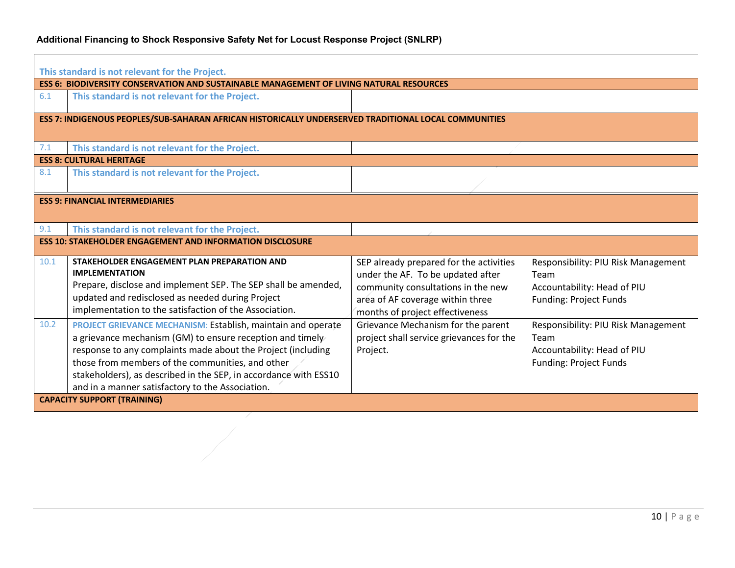| | | | |
|---|---|---|---|
| | This standard is not relevant for the Project. | | |
| **ESS 6: BIODIVERSITY CONSERVATION AND SUSTAINABLE MANAGEMENT OF LIVING NATURAL RESOURCES** | | | |
| 6.1 | **This standard is not relevant for the Project.** | | |
| **ESS 7: INDIGENOUS PEOPLES/SUB-SAHARAN AFRICAN HISTORICALLY UNDERSERVED TRADITIONAL LOCAL COMMUNITIES** | | | |
| 7.1 | **This standard is not relevant for the Project.** | | |
| **ESS 8: CULTURAL HERITAGE** | | | |
| 8.1 | **This standard is not relevant for the Project.** | | |
| **ESS 9: FINANCIAL INTERMEDIARIES** | | | |
| 9.1 | **This standard is not relevant for the Project.** | | |
| **ESS 10: STAKEHOLDER ENGAGEMENT AND INFORMATION DISCLOSURE** | | | |
| 10.1 | **STAKEHOLDER ENGAGEMENT PLAN PREPARATION AND IMPLEMENTATION**<br>Prepare, disclose and implement SEP. The SEP shall be amended, updated and redisclosed as needed during Project implementation to the satisfaction of the Association. | SEP already prepared for the activities under the AF. To be updated after community consultations in the new area of AF coverage within three months of project effectiveness | Responsibility: PIU Risk Management Team<br>Accountability: Head of PIU<br>Funding: Project Funds |
| 10.2 | PROJECT GRIEVANCE MECHANISM: Establish, maintain and operate a grievance mechanism (GM) to ensure reception and timely response to any complaints made about the Project (including those from members of the communities, and other stakeholders), as described in the SEP, in accordance with ESS10 and in a manner satisfactory to the Association. | Grievance Mechanism for the parent project shall service grievances for the Project. | Responsibility: PIU Risk Management Team<br>Accountability: Head of PIU<br>Funding: Project Funds |
| **CAPACITY SUPPORT (TRAINING)** | | | |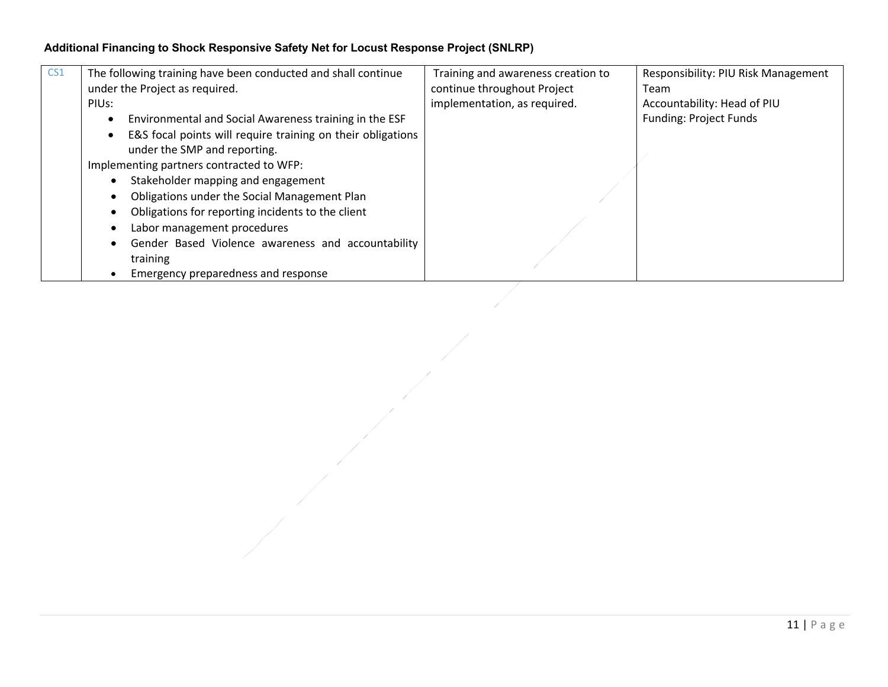Additional Financing to Shock Responsive Safety Net for Locust Response Project (SNLRP)

| | | | |
|---|---|---|---|
| CS1 | The following training have been conducted and shall continue under the Project as required.<br>PIUs:<br>• Environmental and Social Awareness training in the ESF<br>• E&S focal points will require training on their obligations under the SMP and reporting.<br>Implementing partners contracted to WFP:<br>• Stakeholder mapping and engagement<br>• Obligations under the Social Management Plan<br>• Obligations for reporting incidents to the client<br>• Labor management procedures<br>• Gender Based Violence awareness and accountability training<br>• Emergency preparedness and response | Training and awareness creation to continue throughout Project implementation, as required. | Responsibility: PIU Risk Management Team<br>Accountability: Head of PIU<br>Funding: Project Funds |